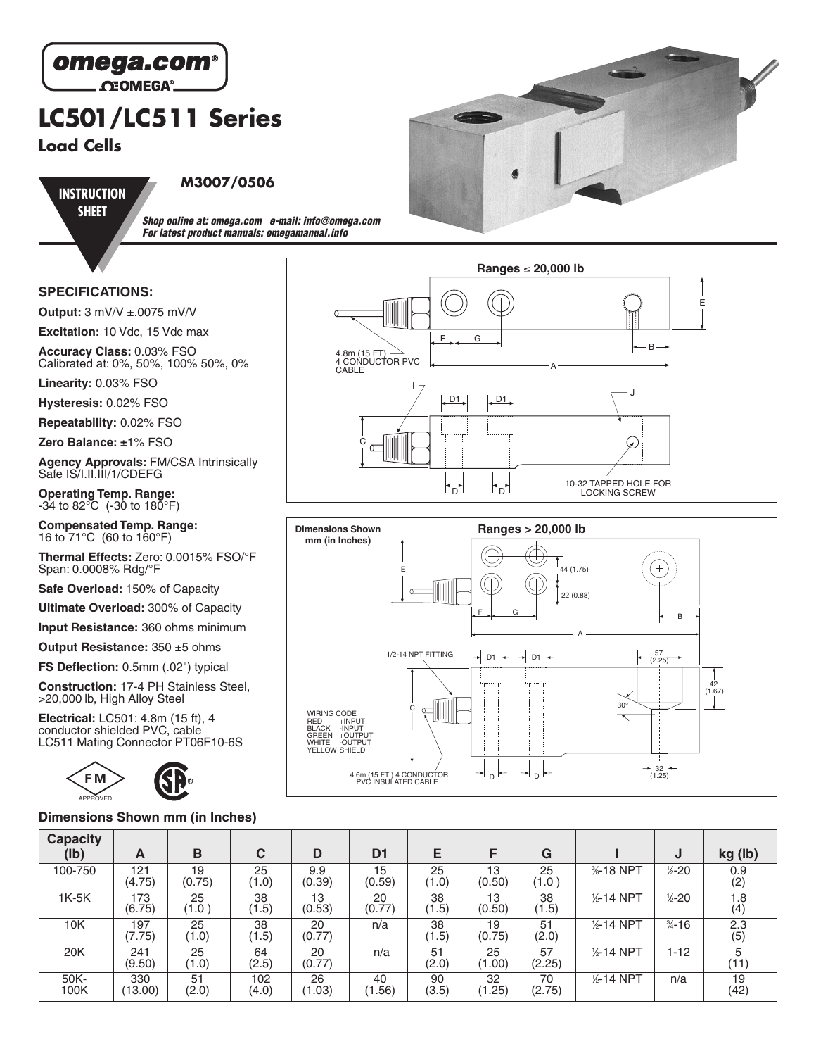omega.com®
OMEGA®

# LC501/LC511 Series

## Load Cells

**INSTRUCTION SHEET**

**M3007/0506**

*Shop online at: omega.com e-mail: info@omega.com*
*For latest product manuals: omegamanual.info*

### SPECIFICATIONS:

**Output:** 3 mV/V ±.0075 mV/V

**Excitation:** 10 Vdc, 15 Vdc max

**Accuracy Class:** 0.03% FSO
Calibrated at: 0%, 50%, 100% 50%, 0%

**Linearity:** 0.03% FSO

**Hysteresis:** 0.02% FSO

**Repeatability:** 0.02% FSO

**Zero Balance:** ±1% FSO

**Agency Approvals:** FM/CSA Intrinsically Safe IS/I.II.III/1/CDEFG

**Operating Temp. Range:**
-34 to 82°C (-30 to 180°F)

**Compensated Temp. Range:**
16 to 71°C (60 to 160°F)

**Thermal Effects:** Zero: 0.0015% FSO/°F
Span: 0.0008% Rdg/°F

**Safe Overload:** 150% of Capacity

**Ultimate Overload:** 300% of Capacity

**Input Resistance:** 360 ohms minimum

**Output Resistance:** 350 ±5 ohms

**FS Deflection:** 0.5mm (.02") typical

**Construction:** 17-4 PH Stainless Steel, >20,000 lb, High Alloy Steel

**Electrical:** LC501: 4.8m (15 ft), 4 conductor shielded PVC, cable
LC511 Mating Connector PT06F10-6S

FM APPROVED

**Ranges ≤ 20,000 lb**

4.8m (15 FT) 4 CONDUCTOR PVC CABLE

10-32 TAPPED HOLE FOR LOCKING SCREW

**Ranges > 20,000 lb**

**Dimensions Shown mm (in Inches)**

1/2-14 NPT FITTING

WIRING CODE
RED +INPUT
BLACK -INPUT
GREEN +OUTPUT
WHITE -OUTPUT
YELLOW SHIELD

4.6m (15 FT.) 4 CONDUCTOR PVC INSULATED CABLE

### Dimensions Shown mm (in Inches)

| Capacity (lb) | A | B | C | D | D1 | E | F | G | I | J | kg (lb) |
|---|---|---|---|---|---|---|---|---|---|---|---|
| 100-750 | 121 (4.75) | 19 (0.75) | 25 (1.0) | 9.9 (0.39) | 15 (0.59) | 25 (1.0) | 13 (0.50) | 25 (1.0) | ⅜-18 NPT | ½-20 | 0.9 (2) |
| 1K-5K | 173 (6.75) | 25 (1.0) | 38 (1.5) | 13 (0.53) | 20 (0.77) | 38 (1.5) | 13 (0.50) | 38 (1.5) | ½-14 NPT | ½-20 | 1.8 (4) |
| 10K | 197 (7.75) | 25 (1.0) | 38 (1.5) | 20 (0.77) | n/a | 38 (1.5) | 19 (0.75) | 51 (2.0) | ½-14 NPT | ¾-16 | 2.3 (5) |
| 20K | 241 (9.50) | 25 (1.0) | 64 (2.5) | 20 (0.77) | n/a | 51 (2.0) | 25 (1.00) | 57 (2.25) | ½-14 NPT | 1-12 | 5 (11) |
| 50K-100K | 330 (13.00) | 51 (2.0) | 102 (4.0) | 26 (1.03) | 40 (1.56) | 90 (3.5) | 32 (1.25) | 70 (2.75) | ½-14 NPT | n/a | 19 (42) |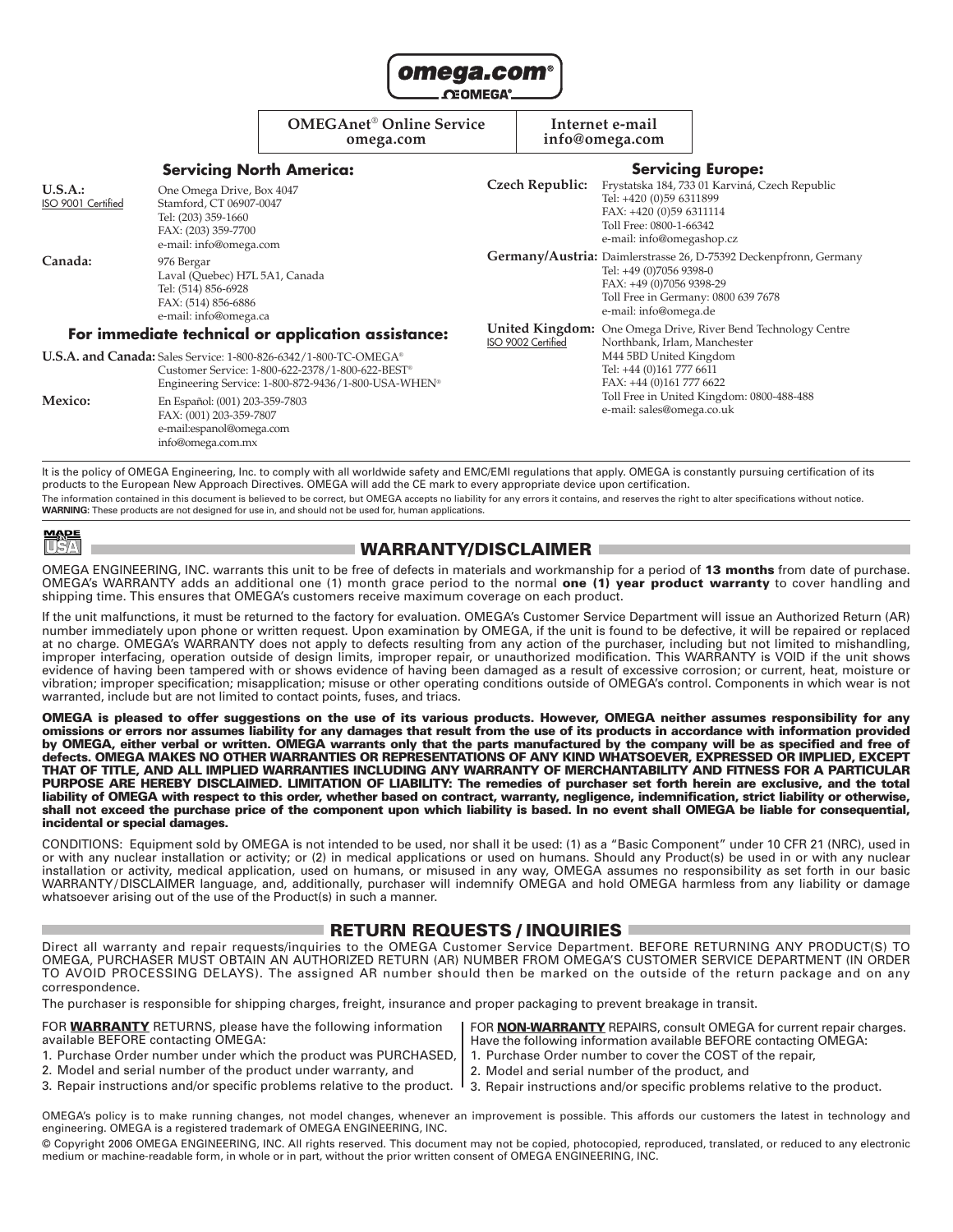**omega.com®**

**OMEGA®**

| OMEGAnet® Online Service omega.com | Internet e-mail info@omega.com |
|---|---|

## Servicing North America:

**U.S.A.:**
ISO 9001 Certified

One Omega Drive, Box 4047
Stamford, CT 06907-0047
Tel: (203) 359-1660
FAX: (203) 359-7700
e-mail: info@omega.com

**Canada:**

976 Bergar
Laval (Quebec) H7L 5A1, Canada
Tel: (514) 856-6928
FAX: (514) 856-6886
e-mail: info@omega.ca

### For immediate technical or application assistance:

**U.S.A. and Canada:** Sales Service: 1-800-826-6342/1-800-TC-OMEGA®
Customer Service: 1-800-622-2378/1-800-622-BEST®
Engineering Service: 1-800-872-9436/1-800-USA-WHEN®

**Mexico:**

En Español: (001) 203-359-7803
FAX: (001) 203-359-7807
e-mail:espanol@omega.com
info@omega.com.mx

## Servicing Europe:

**Czech Republic:** Frystatska 184, 733 01 Karviná, Czech Republic
Tel: +420 (0)59 6311899
FAX: +420 (0)59 6311114
Toll Free: 0800-1-66342
e-mail: info@omegashop.cz

**Germany/Austria:** Daimlerstrasse 26, D-75392 Deckenpfronn, Germany
Tel: +49 (0)7056 9398-0
FAX: +49 (0)7056 9398-29
Toll Free in Germany: 0800 639 7678
e-mail: info@omega.de

**United Kingdom:** One Omega Drive, River Bend Technology Centre
ISO 9002 Certified
Northbank, Irlam, Manchester
M44 5BD United Kingdom
Tel: +44 (0)161 777 6611
FAX: +44 (0)161 777 6622
Toll Free in United Kingdom: 0800-488-488
e-mail: sales@omega.co.uk

It is the policy of OMEGA Engineering, Inc. to comply with all worldwide safety and EMC/EMI regulations that apply. OMEGA is constantly pursuing certification of its products to the European New Approach Directives. OMEGA will add the CE mark to every appropriate device upon certification.

The information contained in this document is believed to be correct, but OMEGA accepts no liability for any errors it contains, and reserves the right to alter specifications without notice.
**WARNING**: These products are not designed for use in, and should not be used for, human applications.

MADE IN USA

## WARRANTY/DISCLAIMER

OMEGA ENGINEERING, INC. warrants this unit to be free of defects in materials and workmanship for a period of **13 months** from date of purchase. OMEGA's WARRANTY adds an additional one (1) month grace period to the normal **one (1) year product warranty** to cover handling and shipping time. This ensures that OMEGA's customers receive maximum coverage on each product.

If the unit malfunctions, it must be returned to the factory for evaluation. OMEGA's Customer Service Department will issue an Authorized Return (AR) number immediately upon phone or written request. Upon examination by OMEGA, if the unit is found to be defective, it will be repaired or replaced at no charge. OMEGA's WARRANTY does not apply to defects resulting from any action of the purchaser, including but not limited to mishandling, improper interfacing, operation outside of design limits, improper repair, or unauthorized modification. This WARRANTY is VOID if the unit shows evidence of having been tampered with or shows evidence of having been damaged as a result of excessive corrosion; or current, heat, moisture or vibration; improper specification; misapplication; misuse or other operating conditions outside of OMEGA's control. Components in which wear is not warranted, include but are not limited to contact points, fuses, and triacs.

**OMEGA is pleased to offer suggestions on the use of its various products. However, OMEGA neither assumes responsibility for any omissions or errors nor assumes liability for any damages that result from the use of its products in accordance with information provided by OMEGA, either verbal or written. OMEGA warrants only that the parts manufactured by the company will be as specified and free of defects. OMEGA MAKES NO OTHER WARRANTIES OR REPRESENTATIONS OF ANY KIND WHATSOEVER, EXPRESSED OR IMPLIED, EXCEPT THAT OF TITLE, AND ALL IMPLIED WARRANTIES INCLUDING ANY WARRANTY OF MERCHANTABILITY AND FITNESS FOR A PARTICULAR PURPOSE ARE HEREBY DISCLAIMED. LIMITATION OF LIABILITY: The remedies of purchaser set forth herein are exclusive, and the total liability of OMEGA with respect to this order, whether based on contract, warranty, negligence, indemnification, strict liability or otherwise, shall not exceed the purchase price of the component upon which liability is based. In no event shall OMEGA be liable for consequential, incidental or special damages.**

CONDITIONS: Equipment sold by OMEGA is not intended to be used, nor shall it be used: (1) as a "Basic Component" under 10 CFR 21 (NRC), used in or with any nuclear installation or activity; or (2) in medical applications or used on humans. Should any Product(s) be used in or with any nuclear installation or activity, medical application, used on humans, or misused in any way, OMEGA assumes no responsibility as set forth in our basic WARRANTY/DISCLAIMER language, and, additionally, purchaser will indemnify OMEGA and hold OMEGA harmless from any liability or damage whatsoever arising out of the use of the Product(s) in such a manner.

## RETURN REQUESTS / INQUIRIES

Direct all warranty and repair requests/inquiries to the OMEGA Customer Service Department. BEFORE RETURNING ANY PRODUCT(S) TO OMEGA, PURCHASER MUST OBTAIN AN AUTHORIZED RETURN (AR) NUMBER FROM OMEGA'S CUSTOMER SERVICE DEPARTMENT (IN ORDER TO AVOID PROCESSING DELAYS). The assigned AR number should then be marked on the outside of the return package and on any correspondence.

The purchaser is responsible for shipping charges, freight, insurance and proper packaging to prevent breakage in transit.

FOR **WARRANTY** RETURNS, please have the following information available BEFORE contacting OMEGA:

1. Purchase Order number under which the product was PURCHASED,
2. Model and serial number of the product under warranty, and
3. Repair instructions and/or specific problems relative to the product.

FOR **NON-WARRANTY** REPAIRS, consult OMEGA for current repair charges. Have the following information available BEFORE contacting OMEGA:

1. Purchase Order number to cover the COST of the repair,
2. Model and serial number of the product, and
3. Repair instructions and/or specific problems relative to the product.

OMEGA's policy is to make running changes, not model changes, whenever an improvement is possible. This affords our customers the latest in technology and engineering. OMEGA is a registered trademark of OMEGA ENGINEERING, INC.

© Copyright 2006 OMEGA ENGINEERING, INC. All rights reserved. This document may not be copied, photocopied, reproduced, translated, or reduced to any electronic medium or machine-readable form, in whole or in part, without the prior written consent of OMEGA ENGINEERING, INC.